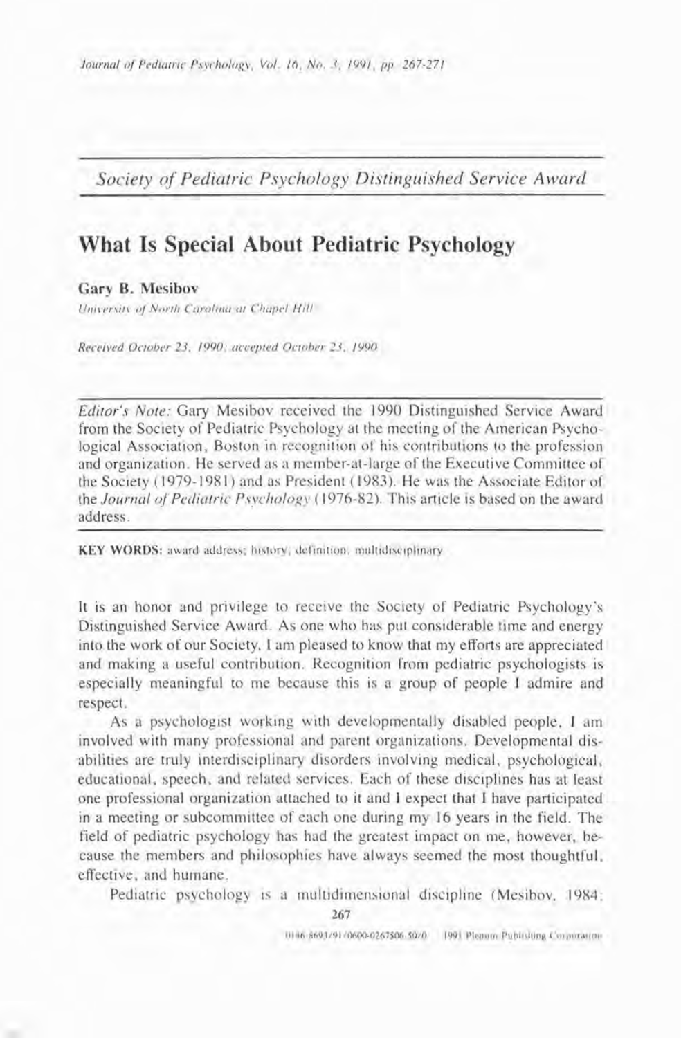*Society of Pediatric Psychology Distinguished Service Award*

# What Is Special About Pediatric Psychology

**Gary B. Mesibov**

*University of North Carolina at Chapel Hill*

*Received October 23, 1990; accepted October 23, 1990*

*Editor's Note:* Gary Mesibov received the 1990 Distinguished Service Award from the Society of Pediatric Psychology at the meeting of the American Psychological Association, Boston in recognition of his contributions to the profession and organization. He served as a member-at-large of the Executive Committee of the Society (1979-1981) and as President (1983). He was the Associate Editor of the *Journal of Pediatric Psychology* (1976-82). This article is based on the award address.

**KEY WORDS:** award address; history; definition; multidisciplinary

It is an honor and privilege to receive the Society of Pediatric Psychology's Distinguished Service Award. As one who has put considerable time and energy into the work of our Society, I am pleased to know that my efforts are appreciated and making a useful contribution. Recognition from pediatric psychologists is especially meaningful to me because this is a group of people I admire and respect.

As a psychologist working with developmentally disabled people, I am involved with many professional and parent organizations. Developmental disabilities are truly interdisciplinary disorders involving medical, psychological, educational, speech, and related services. Each of these disciplines has at least one professional organization attached to it and I expect that I have participated in a meeting or subcommittee of each one during my 16 years in the field. The field of pediatric psychology has had the greatest impact on me, however, because the members and philosophies have always seemed the most thoughtful, effective, and humane.

Pediatric psychology is a multidimensional discipline (Mesibov, 1984;

0146-8693/91/0600-0267$06.50/0 © 1991 Plenum Publishing Corporation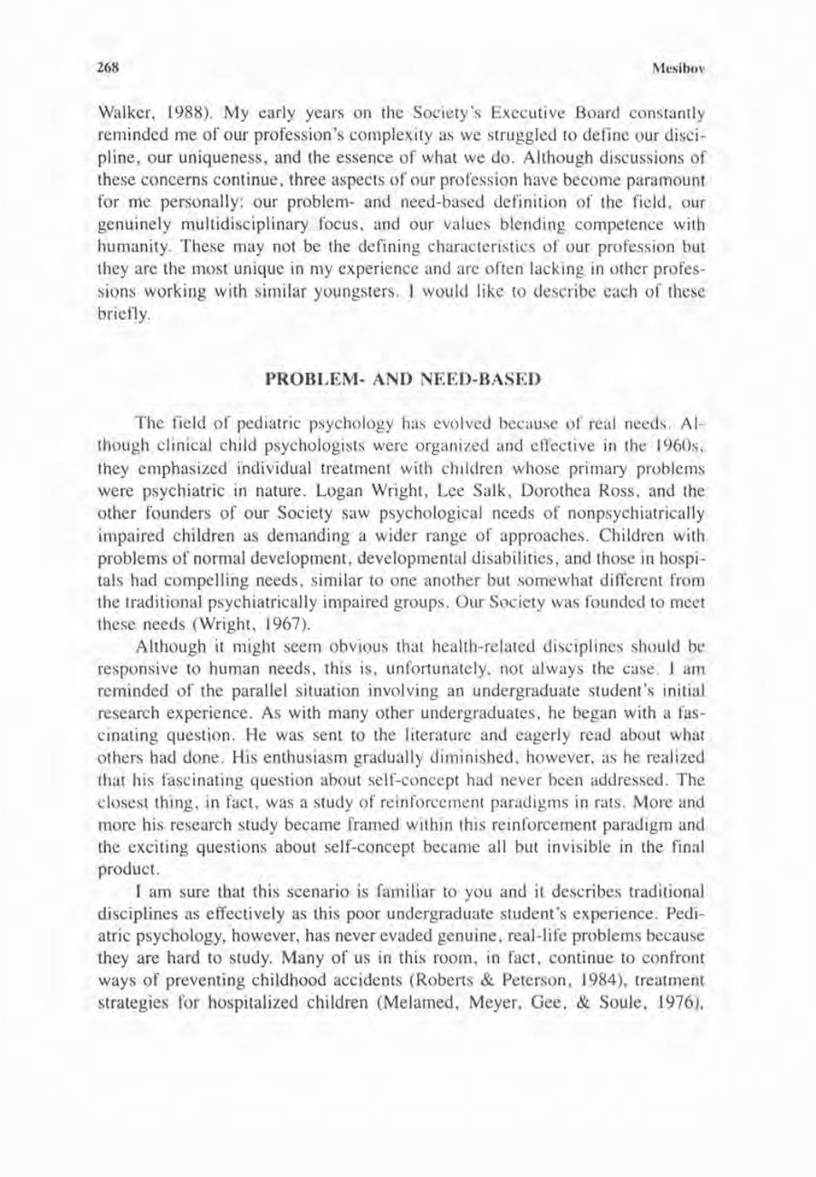Walker, 1988). My early years on the Society's Executive Board constantly reminded me of our profession's complexity as we struggled to define our discipline, our uniqueness, and the essence of what we do. Although discussions of these concerns continue, three aspects of our profession have become paramount for me personally: our problem- and need-based definition of the field, our genuinely multidisciplinary focus, and our values blending competence with humanity. These may not be the defining characteristics of our profession but they are the most unique in my experience and are often lacking in other professions working with similar youngsters. I would like to describe each of these briefly.

## PROBLEM- AND NEED-BASED

The field of pediatric psychology has evolved because of real needs. Although clinical child psychologists were organized and effective in the 1960s, they emphasized individual treatment with children whose primary problems were psychiatric in nature. Logan Wright, Lee Salk, Dorothea Ross, and the other founders of our Society saw psychological needs of nonpsychiatrically impaired children as demanding a wider range of approaches. Children with problems of normal development, developmental disabilities, and those in hospitals had compelling needs, similar to one another but somewhat different from the traditional psychiatrically impaired groups. Our Society was founded to meet these needs (Wright, 1967).

Although it might seem obvious that health-related disciplines should be responsive to human needs, this is, unfortunately, not always the case. I am reminded of the parallel situation involving an undergraduate student's initial research experience. As with many other undergraduates, he began with a fascinating question. He was sent to the literature and eagerly read about what others had done. His enthusiasm gradually diminished, however, as he realized that his fascinating question about self-concept had never been addressed. The closest thing, in fact, was a study of reinforcement paradigms in rats. More and more his research study became framed within this reinforcement paradigm and the exciting questions about self-concept became all but invisible in the final product.

I am sure that this scenario is familiar to you and it describes traditional disciplines as effectively as this poor undergraduate student's experience. Pediatric psychology, however, has never evaded genuine, real-life problems because they are hard to study. Many of us in this room, in fact, continue to confront ways of preventing childhood accidents (Roberts & Peterson, 1984), treatment strategies for hospitalized children (Melamed, Meyer, Gee, & Soule, 1976),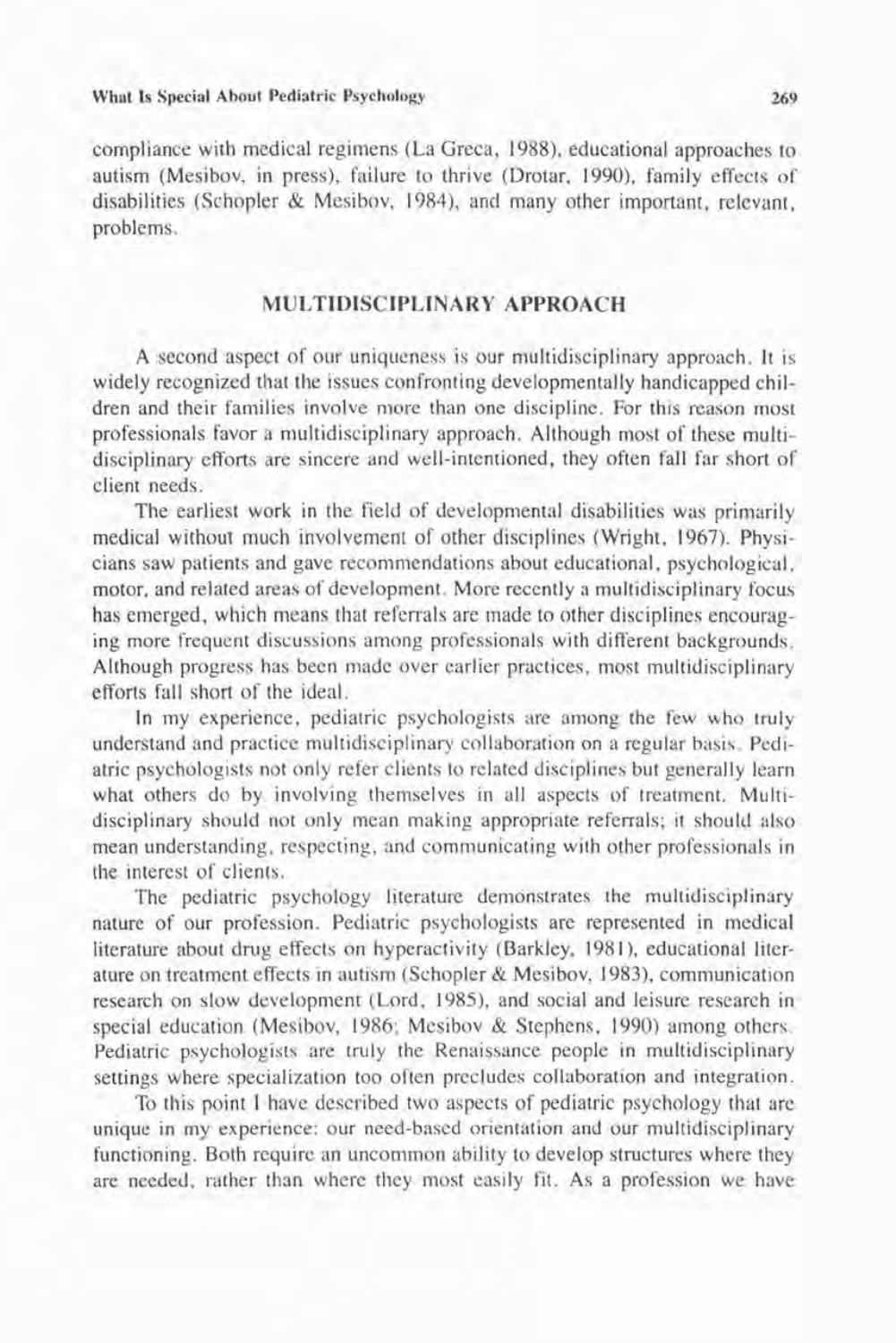compliance with medical regimens (La Greca, 1988), educational approaches to autism (Mesibov, in press), failure to thrive (Drotar, 1990), family effects of disabilities (Schopler & Mesibov, 1984), and many other important, relevant, problems.

## MULTIDISCIPLINARY APPROACH

A second aspect of our uniqueness is our multidisciplinary approach. It is widely recognized that the issues confronting developmentally handicapped children and their families involve more than one discipline. For this reason most professionals favor a multidisciplinary approach. Although most of these multidisciplinary efforts are sincere and well-intentioned, they often fall far short of client needs.

The earliest work in the field of developmental disabilities was primarily medical without much involvement of other disciplines (Wright, 1967). Physicians saw patients and gave recommendations about educational, psychological, motor, and related areas of development. More recently a multidisciplinary focus has emerged, which means that referrals are made to other disciplines encouraging more frequent discussions among professionals with different backgrounds. Although progress has been made over earlier practices, most multidisciplinary efforts fall short of the ideal.

In my experience, pediatric psychologists are among the few who truly understand and practice multidisciplinary collaboration on a regular basis. Pediatric psychologists not only refer clients to related disciplines but generally learn what others do by involving themselves in all aspects of treatment. Multidisciplinary should not only mean making appropriate referrals; it should also mean understanding, respecting, and communicating with other professionals in the interest of clients.

The pediatric psychology literature demonstrates the multidisciplinary nature of our profession. Pediatric psychologists are represented in medical literature about drug effects on hyperactivity (Barkley, 1981), educational literature on treatment effects in autism (Schopler & Mesibov, 1983), communication research on slow development (Lord, 1985), and social and leisure research in special education (Mesibov, 1986; Mesibov & Stephens, 1990) among others. Pediatric psychologists are truly the Renaissance people in multidisciplinary settings where specialization too often precludes collaboration and integration.

To this point I have described two aspects of pediatric psychology that are unique in my experience: our need-based orientation and our multidisciplinary functioning. Both require an uncommon ability to develop structures where they are needed, rather than where they most easily fit. As a profession we have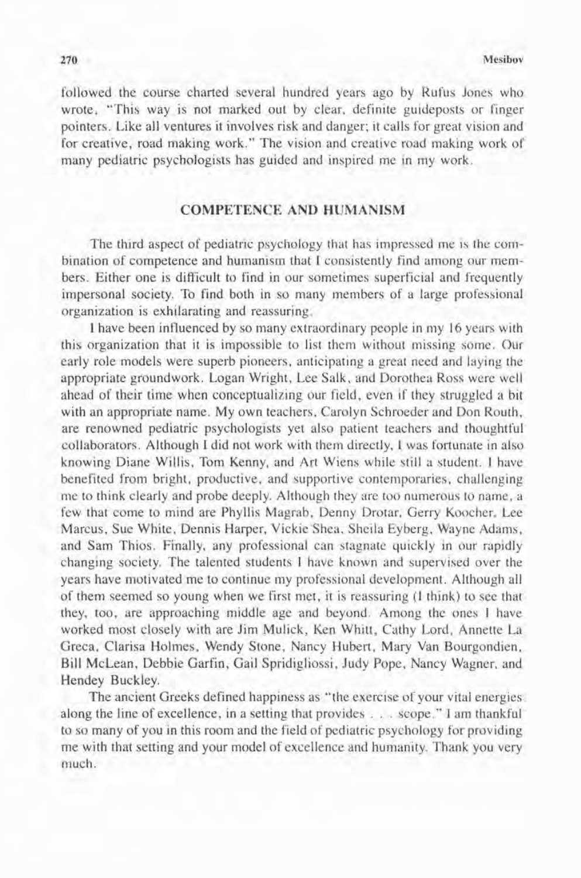followed the course charted several hundred years ago by Rufus Jones who wrote, "This way is not marked out by clear, definite guideposts or finger pointers. Like all ventures it involves risk and danger; it calls for great vision and for creative, road making work." The vision and creative road making work of many pediatric psychologists has guided and inspired me in my work.

## COMPETENCE AND HUMANISM

The third aspect of pediatric psychology that has impressed me is the combination of competence and humanism that I consistently find among our members. Either one is difficult to find in our sometimes superficial and frequently impersonal society. To find both in so many members of a large professional organization is exhilarating and reassuring.

I have been influenced by so many extraordinary people in my 16 years with this organization that it is impossible to list them without missing some. Our early role models were superb pioneers, anticipating a great need and laying the appropriate groundwork. Logan Wright, Lee Salk, and Dorothea Ross were well ahead of their time when conceptualizing our field, even if they struggled a bit with an appropriate name. My own teachers, Carolyn Schroeder and Don Routh, are renowned pediatric psychologists yet also patient teachers and thoughtful collaborators. Although I did not work with them directly, I was fortunate in also knowing Diane Willis, Tom Kenny, and Art Wiens while still a student. I have benefited from bright, productive, and supportive contemporaries, challenging me to think clearly and probe deeply. Although they are too numerous to name, a few that come to mind are Phyllis Magrab, Denny Drotar, Gerry Koocher, Lee Marcus, Sue White, Dennis Harper, Vickie Shea, Sheila Eyberg, Wayne Adams, and Sam Thios. Finally, any professional can stagnate quickly in our rapidly changing society. The talented students I have known and supervised over the years have motivated me to continue my professional development. Although all of them seemed so young when we first met, it is reassuring (I think) to see that they, too, are approaching middle age and beyond. Among the ones I have worked most closely with are Jim Mulick, Ken Whitt, Cathy Lord, Annette La Greca, Clarisa Holmes, Wendy Stone, Nancy Hubert, Mary Van Bourgondien, Bill McLean, Debbie Garfin, Gail Spridigliossi, Judy Pope, Nancy Wagner, and Hendey Buckley.

The ancient Greeks defined happiness as "the exercise of your vital energies along the line of excellence, in a setting that provides . . . scope." I am thankful to so many of you in this room and the field of pediatric psychology for providing me with that setting and your model of excellence and humanity. Thank you very much.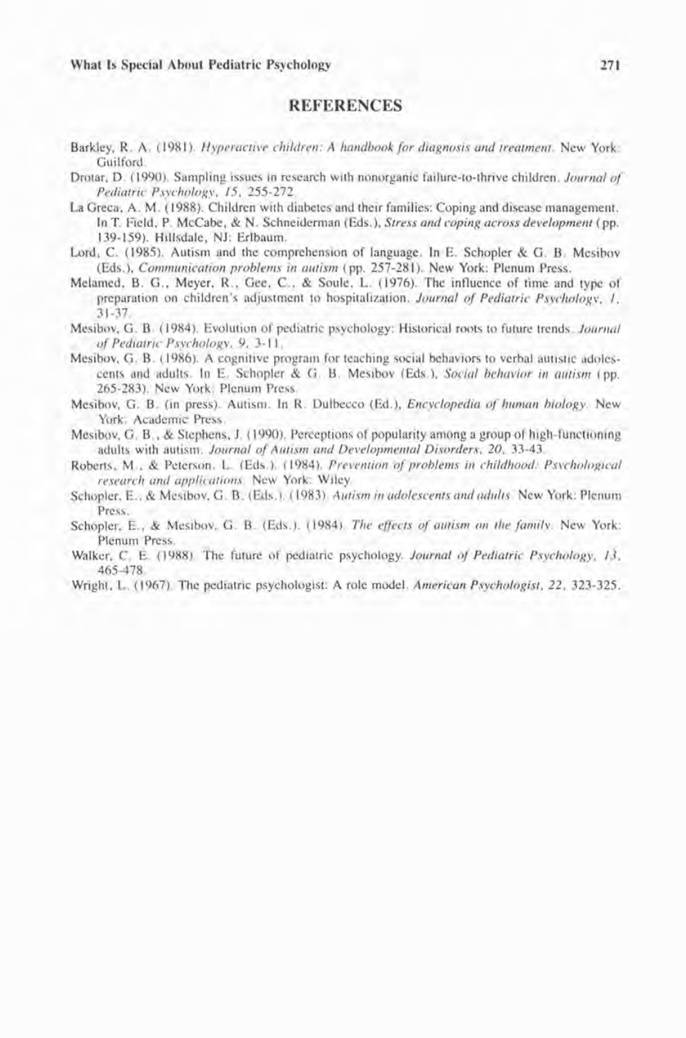## REFERENCES

Barkley, R. A. (1981). *Hyperactive children: A handbook for diagnosis and treatment*. New York: Guilford.

Drotar, D. (1990). Sampling issues in research with nonorganic failure-to-thrive children. *Journal of Pediatric Psychology, 15*, 255-272.

La Greca, A. M. (1988). Children with diabetes and their families: Coping and disease management. In T. Field, P. McCabe, & N. Schneiderman (Eds.), *Stress and coping across development* (pp. 139-159). Hillsdale, NJ: Erlbaum.

Lord, C. (1985). Autism and the comprehension of language. In E. Schopler & G. B. Mesibov (Eds.), *Communication problems in autism* (pp. 257-281). New York: Plenum Press.

Melamed, B. G., Meyer, R., Gee, C., & Soule, L. (1976). The influence of time and type of preparation on children's adjustment to hospitalization. *Journal of Pediatric Psychology, 1*, 31-37.

Mesibov, G. B. (1984). Evolution of pediatric psychology: Historical roots to future trends. *Journal of Pediatric Psychology, 9*, 3-11.

Mesibov, G. B. (1986). A cognitive program for teaching social behaviors to verbal autistic adolescents and adults. In E. Schopler & G. B. Mesibov (Eds.), *Social behavior in autism* (pp. 265-283). New York: Plenum Press.

Mesibov, G. B. (in press). Autism. In R. Dulbecco (Ed.), *Encyclopedia of human biology*. New York: Academic Press.

Mesibov, G. B., & Stephens, J. (1990). Perceptions of popularity among a group of high-functioning adults with autism. *Journal of Autism and Developmental Disorders, 20*, 33-43.

Roberts, M., & Peterson, L. (Eds.). (1984). *Prevention of problems in childhood: Psychological research and applications*. New York: Wiley.

Schopler, E., & Mesibov, G. B. (Eds.). (1983). *Autism in adolescents and adults*. New York: Plenum Press.

Schopler, E., & Mesibov, G. B. (Eds.). (1984). *The effects of autism on the family*. New York: Plenum Press.

Walker, C. E. (1988). The future of pediatric psychology. *Journal of Pediatric Psychology, 13*, 465-478.

Wright, L. (1967). The pediatric psychologist: A role model. *American Psychologist, 22*, 323-325.